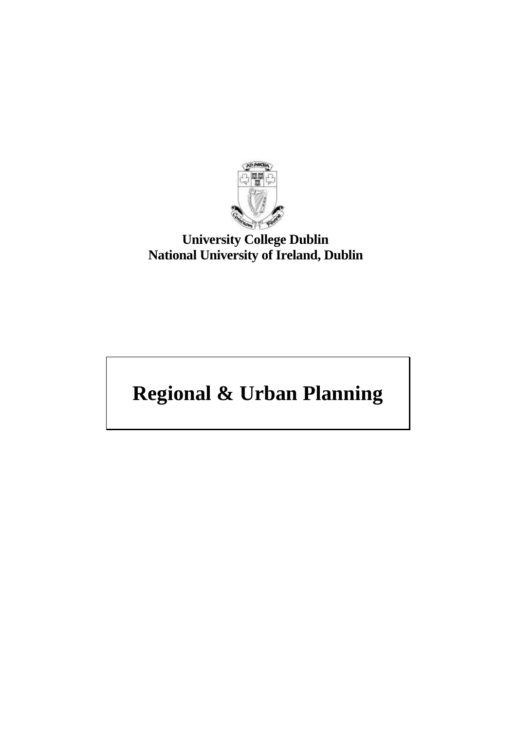**University College Dublin**
**National University of Ireland, Dublin**

# Regional & Urban Planning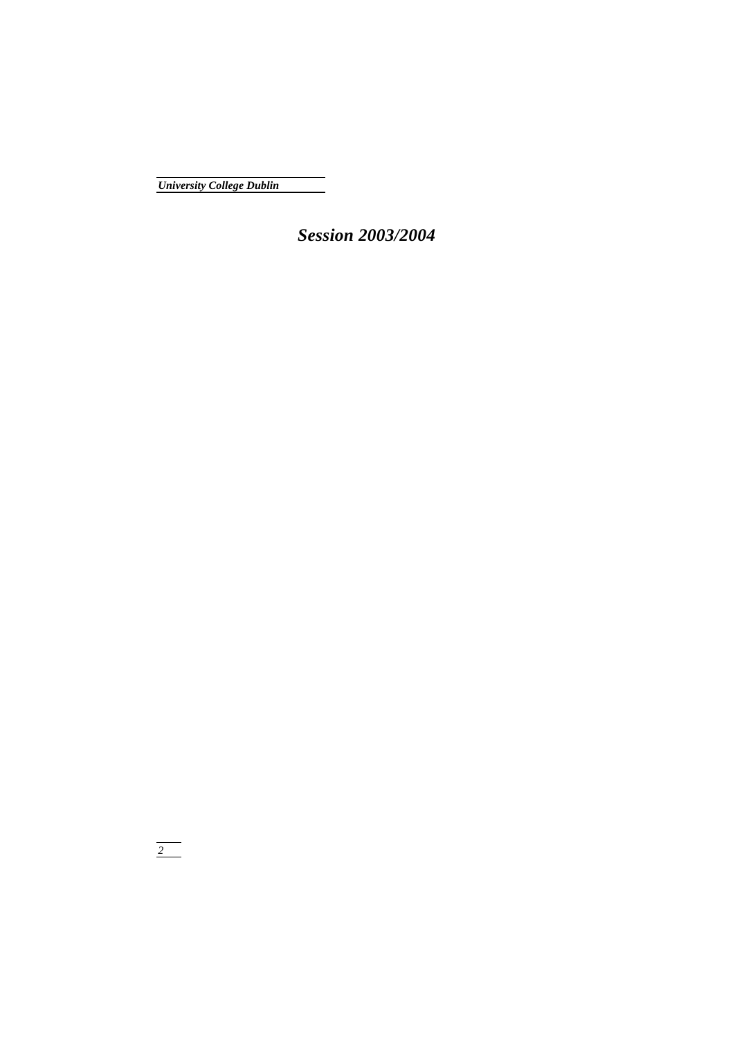## *Session 2003/2004*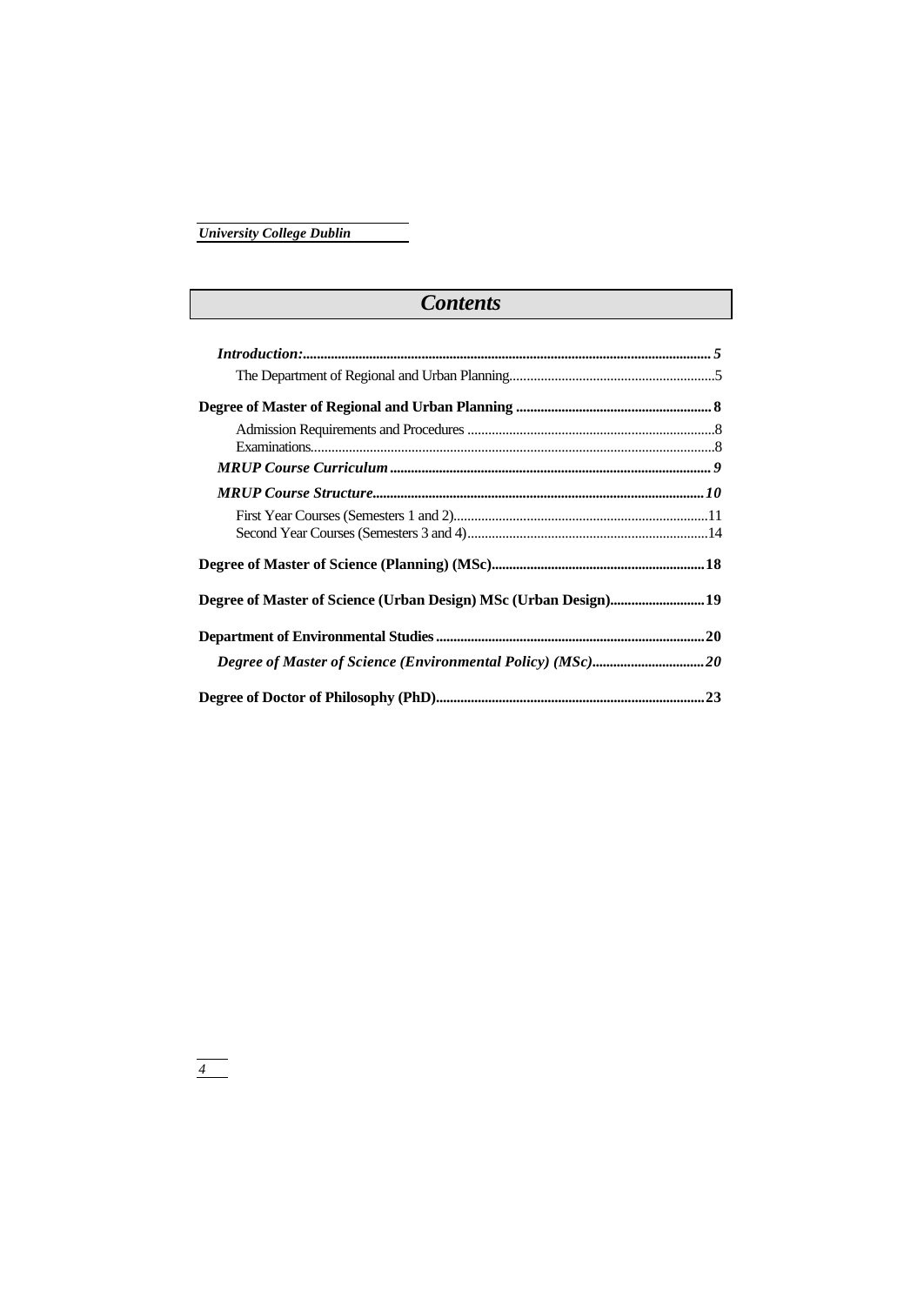# *Contents*

***Introduction:*** ........................................................................................................ ***5***

The Department of Regional and Urban Planning........................................................5

**Degree of Master of Regional and Urban Planning** ........................................................ **8**

Admission Requirements and Procedures ........................................................................8

Examinations.......................................................................................................................8

***MRUP Course Curriculum*** ............................................................................................ ***9***

***MRUP Course Structure***.............................................................................................. ***10***

First Year Courses (Semesters 1 and 2)...........................................................................11

Second Year Courses (Semesters 3 and 4).......................................................................14

**Degree of Master of Science (Planning) (MSc)**.............................................................. **18**

**Degree of Master of Science (Urban Design) MSc (Urban Design)**........................... **19**

**Department of Environmental Studies**............................................................................ **20**

***Degree of Master of Science (Environmental Policy) (MSc)***................................ ***20***

**Degree of Doctor of Philosophy (PhD)**............................................................................ **23**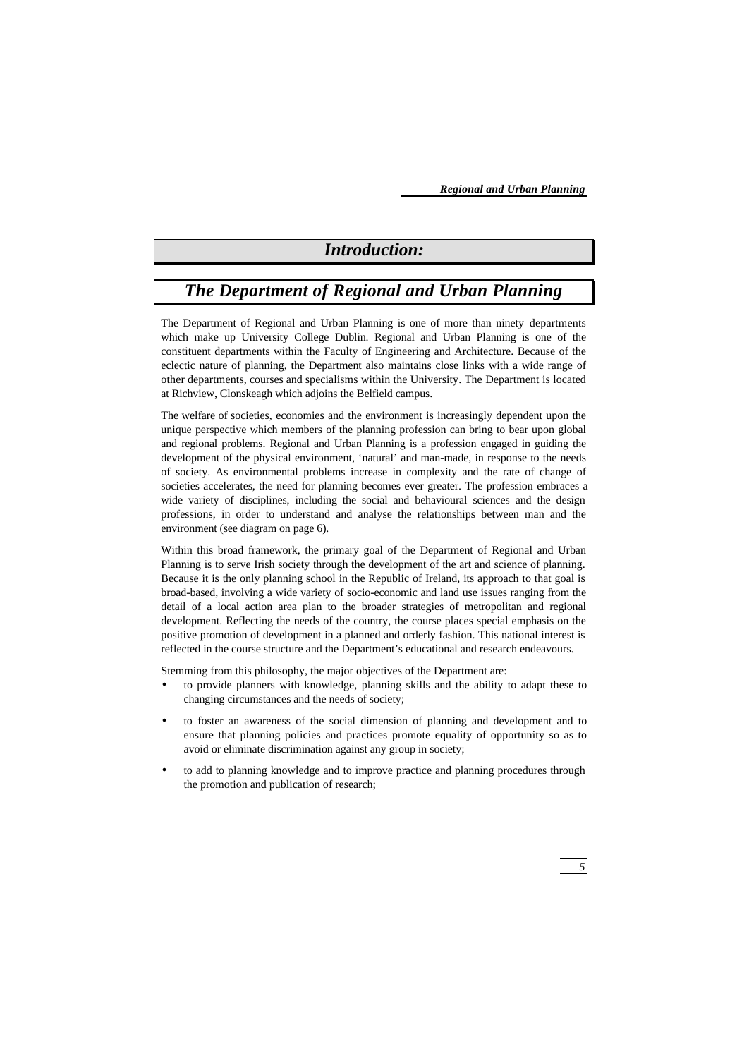# *Introduction:*

# *The Department of Regional and Urban Planning*

The Department of Regional and Urban Planning is one of more than ninety departments which make up University College Dublin. Regional and Urban Planning is one of the constituent departments within the Faculty of Engineering and Architecture. Because of the eclectic nature of planning, the Department also maintains close links with a wide range of other departments, courses and specialisms within the University. The Department is located at Richview, Clonskeagh which adjoins the Belfield campus.

The welfare of societies, economies and the environment is increasingly dependent upon the unique perspective which members of the planning profession can bring to bear upon global and regional problems. Regional and Urban Planning is a profession engaged in guiding the development of the physical environment, 'natural' and man-made, in response to the needs of society. As environmental problems increase in complexity and the rate of change of societies accelerates, the need for planning becomes ever greater. The profession embraces a wide variety of disciplines, including the social and behavioural sciences and the design professions, in order to understand and analyse the relationships between man and the environment (see diagram on page 6).

Within this broad framework, the primary goal of the Department of Regional and Urban Planning is to serve Irish society through the development of the art and science of planning. Because it is the only planning school in the Republic of Ireland, its approach to that goal is broad-based, involving a wide variety of socio-economic and land use issues ranging from the detail of a local action area plan to the broader strategies of metropolitan and regional development. Reflecting the needs of the country, the course places special emphasis on the positive promotion of development in a planned and orderly fashion. This national interest is reflected in the course structure and the Department's educational and research endeavours.

Stemming from this philosophy, the major objectives of the Department are:

- to provide planners with knowledge, planning skills and the ability to adapt these to changing circumstances and the needs of society;
- to foster an awareness of the social dimension of planning and development and to ensure that planning policies and practices promote equality of opportunity so as to avoid or eliminate discrimination against any group in society;
- to add to planning knowledge and to improve practice and planning procedures through the promotion and publication of research;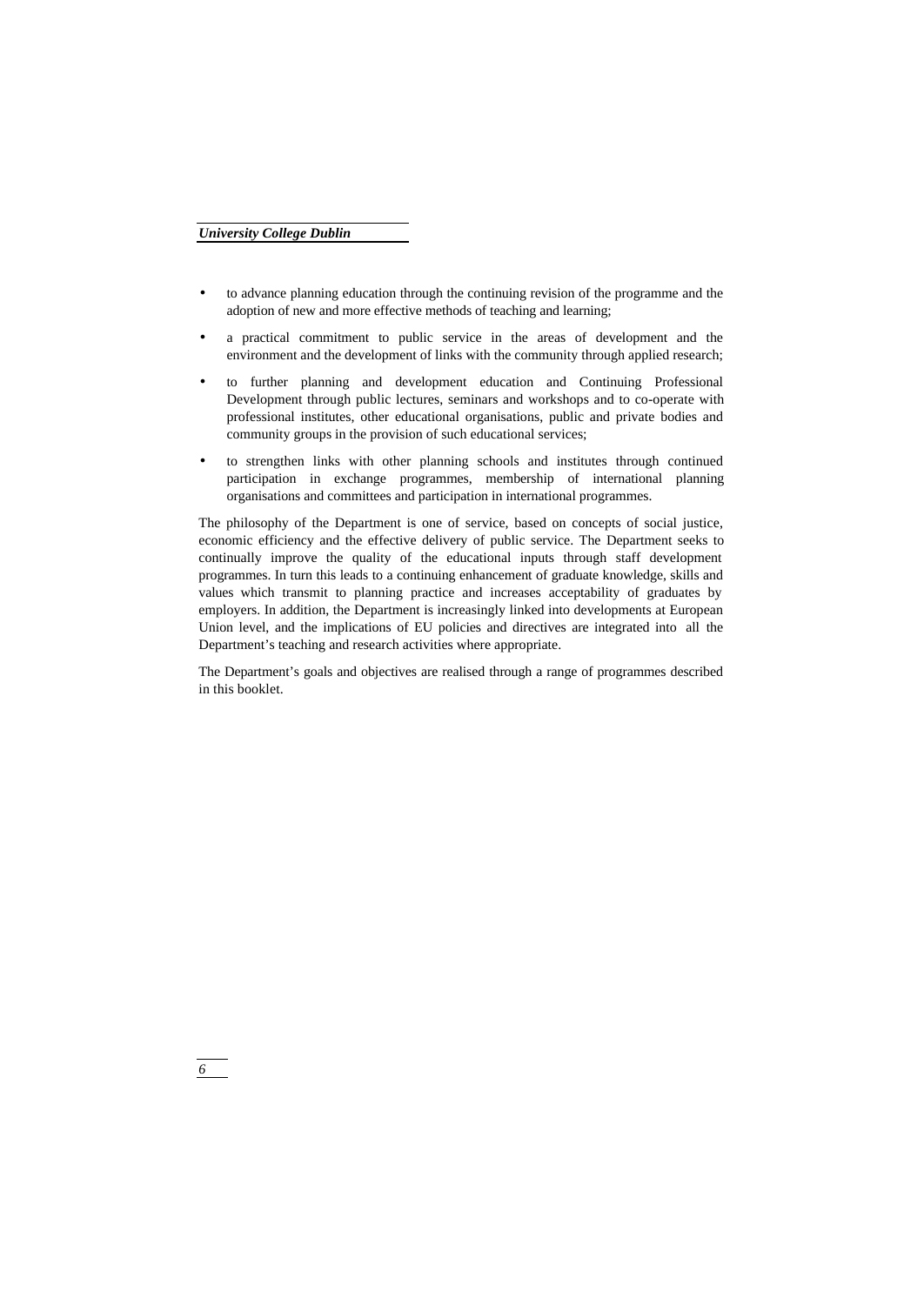- to advance planning education through the continuing revision of the programme and the adoption of new and more effective methods of teaching and learning;
- a practical commitment to public service in the areas of development and the environment and the development of links with the community through applied research;
- to further planning and development education and Continuing Professional Development through public lectures, seminars and workshops and to co-operate with professional institutes, other educational organisations, public and private bodies and community groups in the provision of such educational services;
- to strengthen links with other planning schools and institutes through continued participation in exchange programmes, membership of international planning organisations and committees and participation in international programmes.

The philosophy of the Department is one of service, based on concepts of social justice, economic efficiency and the effective delivery of public service. The Department seeks to continually improve the quality of the educational inputs through staff development programmes. In turn this leads to a continuing enhancement of graduate knowledge, skills and values which transmit to planning practice and increases acceptability of graduates by employers. In addition, the Department is increasingly linked into developments at European Union level, and the implications of EU policies and directives are integrated into all the Department's teaching and research activities where appropriate.

The Department's goals and objectives are realised through a range of programmes described in this booklet.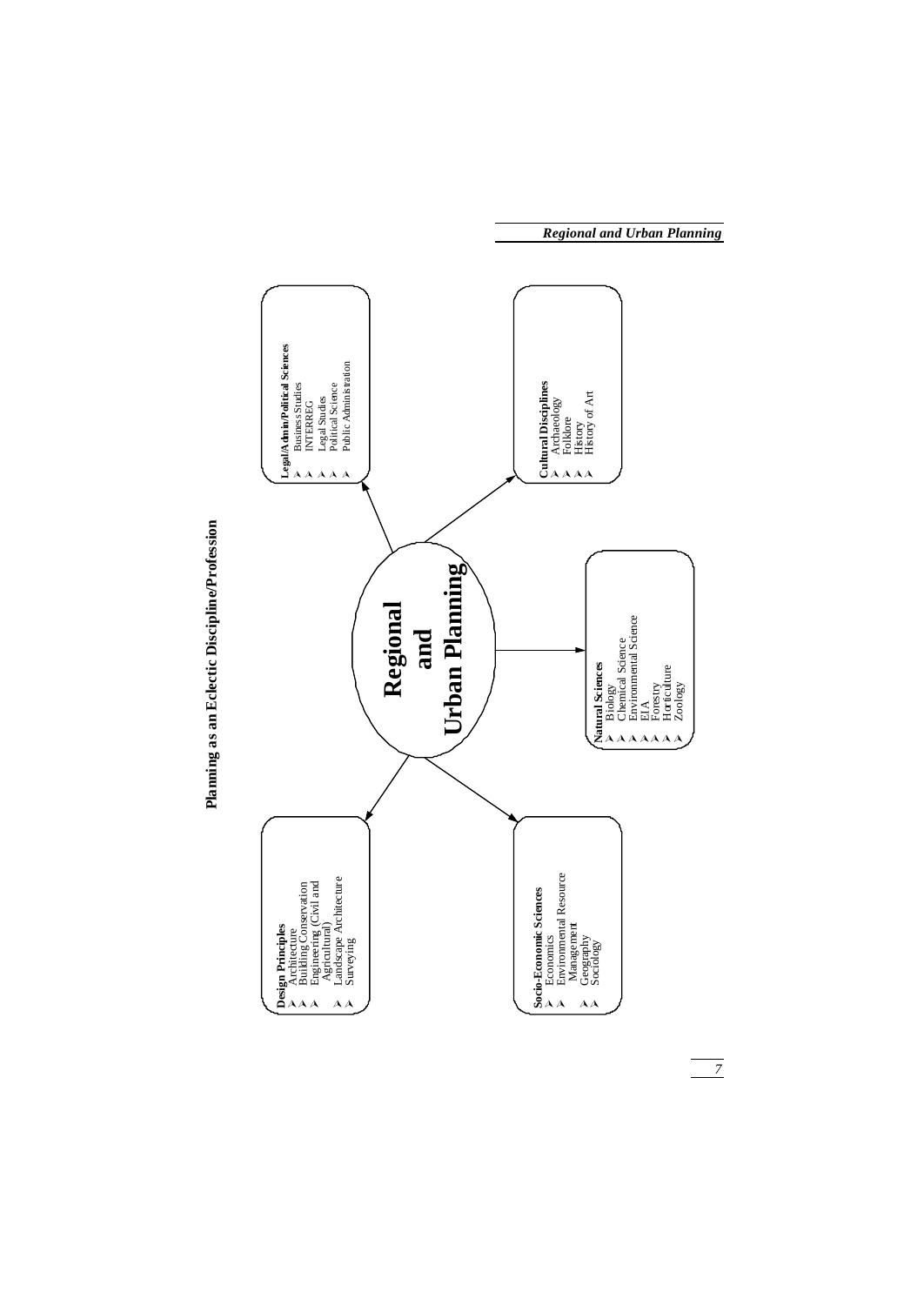## Planning as an Eclectic Discipline/Profession

**Regional and Urban Planning**

**Legal/Admin/Political Sciences**
- Business Studies
- INTERREG
- Legal Studies
- Political Science
- Public Administration

**Cultural Disciplines**
- Archaeology
- Folklore
- History
- History of Art

**Natural Sciences**
- Biology
- Chemical Science
- Environmental Science
- EIA
- Forestry
- Horticulture
- Zoology

**Socio-Economic Sciences**
- Economics
- Environmental Resource Management
- Geography
- Sociology

**Design Principles**
- Architecture
- Building Conservation
- Engineering (Civil and Agricultural)
- Landscape Architecture
- Surveying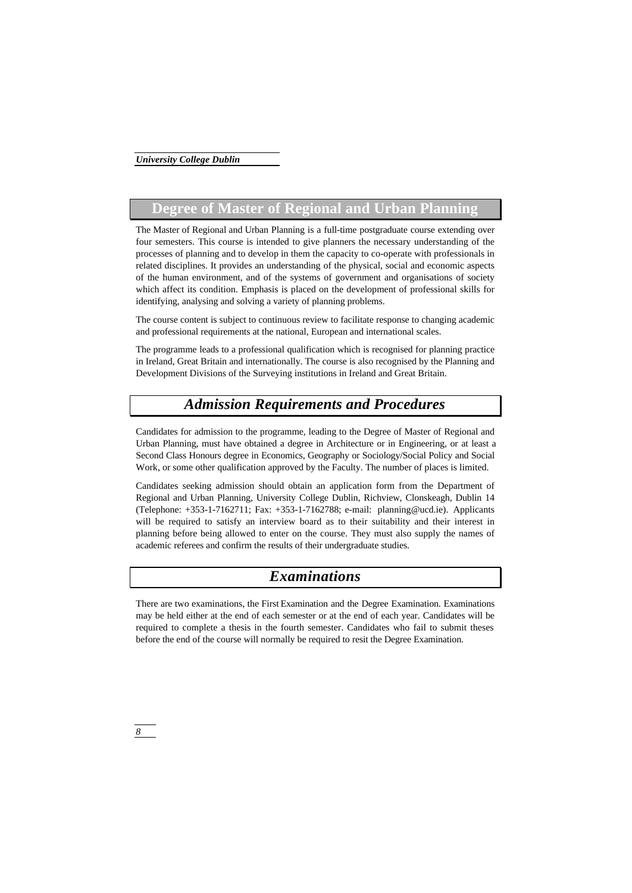# Degree of Master of Regional and Urban Planning

The Master of Regional and Urban Planning is a full-time postgraduate course extending over four semesters. This course is intended to give planners the necessary understanding of the processes of planning and to develop in them the capacity to co-operate with professionals in related disciplines. It provides an understanding of the physical, social and economic aspects of the human environment, and of the systems of government and organisations of society which affect its condition. Emphasis is placed on the development of professional skills for identifying, analysing and solving a variety of planning problems.

The course content is subject to continuous review to facilitate response to changing academic and professional requirements at the national, European and international scales.

The programme leads to a professional qualification which is recognised for planning practice in Ireland, Great Britain and internationally. The course is also recognised by the Planning and Development Divisions of the Surveying institutions in Ireland and Great Britain.

## *Admission Requirements and Procedures*

Candidates for admission to the programme, leading to the Degree of Master of Regional and Urban Planning, must have obtained a degree in Architecture or in Engineering, or at least a Second Class Honours degree in Economics, Geography or Sociology/Social Policy and Social Work, or some other qualification approved by the Faculty. The number of places is limited.

Candidates seeking admission should obtain an application form from the Department of Regional and Urban Planning, University College Dublin, Richview, Clonskeagh, Dublin 14 (Telephone: +353-1-7162711; Fax: +353-1-7162788; e-mail: planning@ucd.ie). Applicants will be required to satisfy an interview board as to their suitability and their interest in planning before being allowed to enter on the course. They must also supply the names of academic referees and confirm the results of their undergraduate studies.

## *Examinations*

There are two examinations, the First Examination and the Degree Examination. Examinations may be held either at the end of each semester or at the end of each year. Candidates will be required to complete a thesis in the fourth semester. Candidates who fail to submit theses before the end of the course will normally be required to resit the Degree Examination.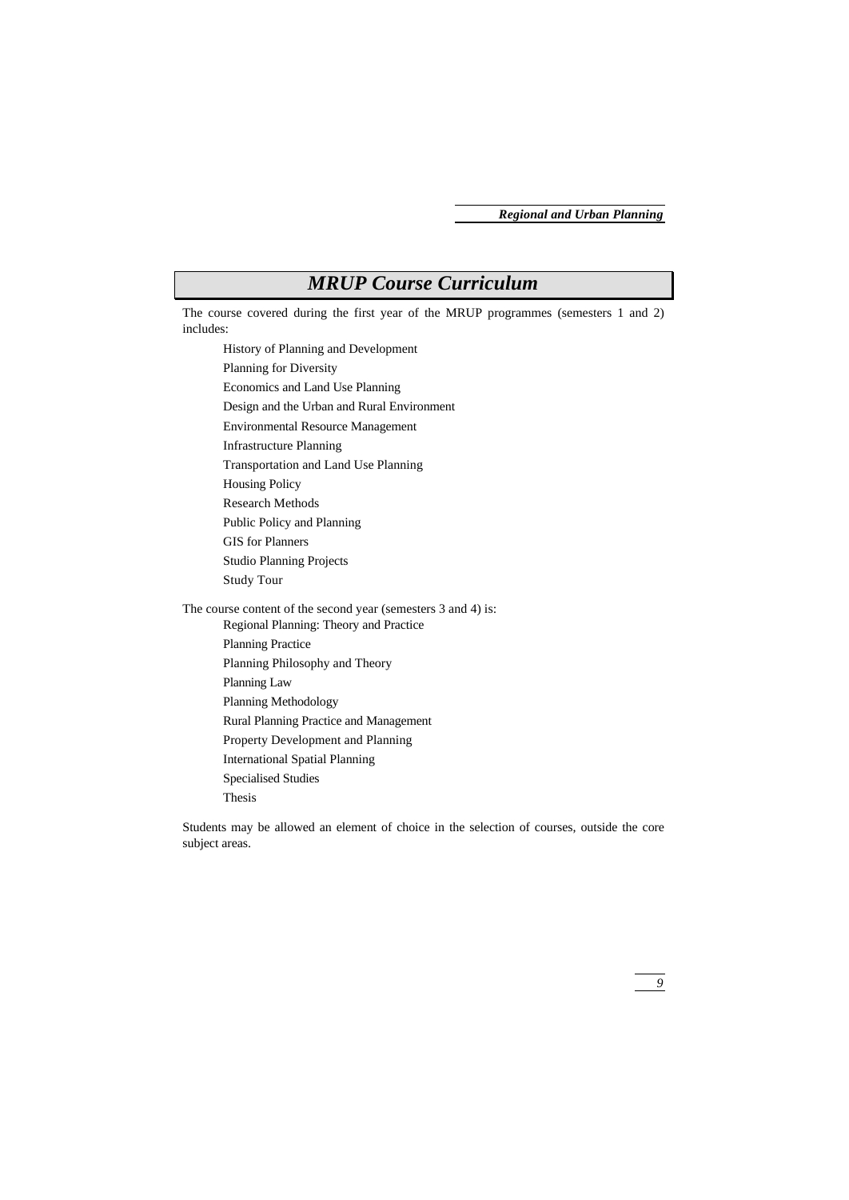# MRUP Course Curriculum

The course covered during the first year of the MRUP programmes (semesters 1 and 2) includes:

- History of Planning and Development
- Planning for Diversity
- Economics and Land Use Planning
- Design and the Urban and Rural Environment
- Environmental Resource Management
- Infrastructure Planning
- Transportation and Land Use Planning
- Housing Policy
- Research Methods
- Public Policy and Planning
- GIS for Planners
- Studio Planning Projects
- Study Tour

The course content of the second year (semesters 3 and 4) is:

- Regional Planning: Theory and Practice
- Planning Practice
- Planning Philosophy and Theory
- Planning Law
- Planning Methodology
- Rural Planning Practice and Management
- Property Development and Planning
- International Spatial Planning
- Specialised Studies
- Thesis

Students may be allowed an element of choice in the selection of courses, outside the core subject areas.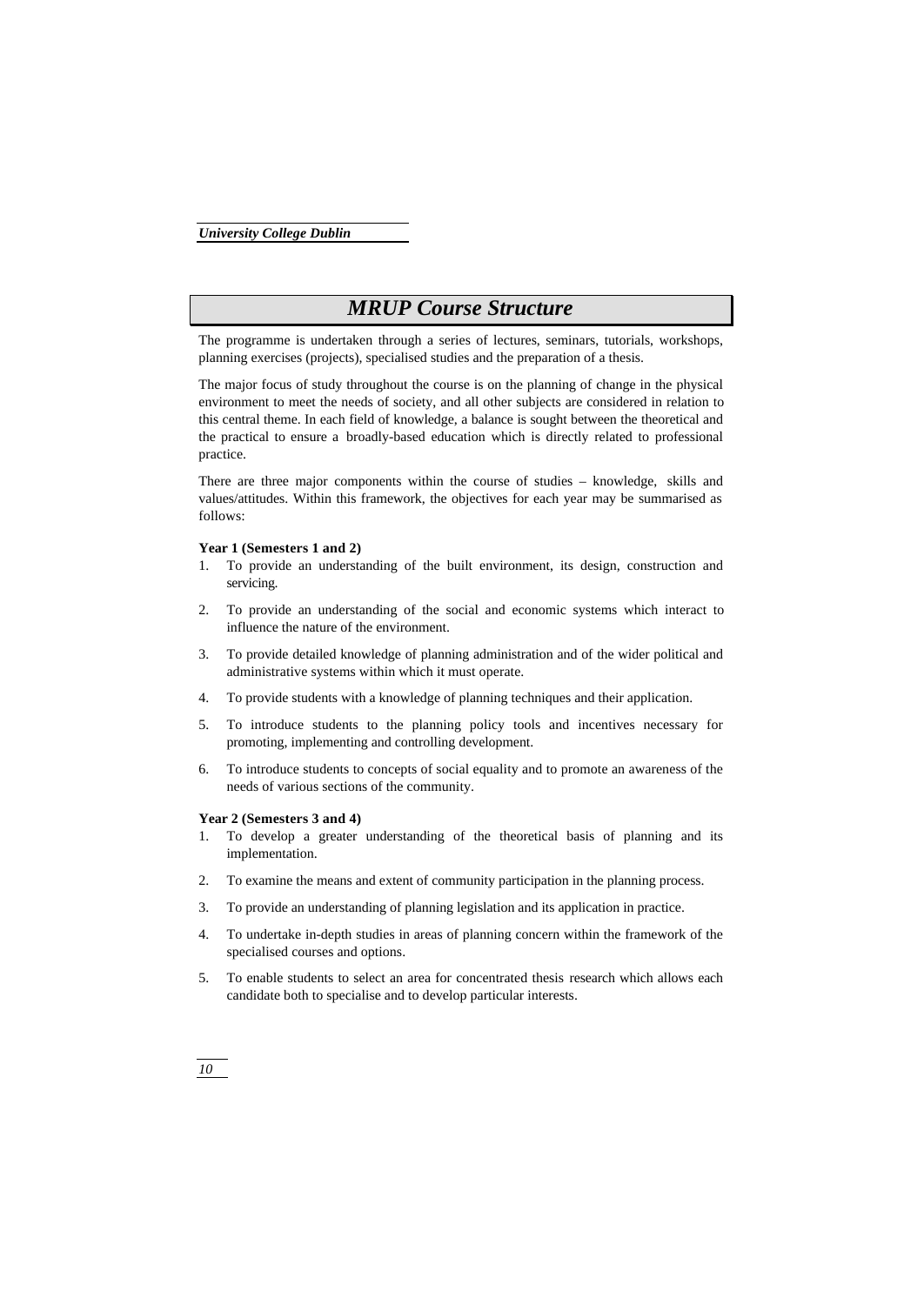# *MRUP Course Structure*

The programme is undertaken through a series of lectures, seminars, tutorials, workshops, planning exercises (projects), specialised studies and the preparation of a thesis.

The major focus of study throughout the course is on the planning of change in the physical environment to meet the needs of society, and all other subjects are considered in relation to this central theme. In each field of knowledge, a balance is sought between the theoretical and the practical to ensure a broadly-based education which is directly related to professional practice.

There are three major components within the course of studies – knowledge, skills and values/attitudes. Within this framework, the objectives for each year may be summarised as follows:

**Year 1 (Semesters 1 and 2)**

1. To provide an understanding of the built environment, its design, construction and servicing.
2. To provide an understanding of the social and economic systems which interact to influence the nature of the environment.
3. To provide detailed knowledge of planning administration and of the wider political and administrative systems within which it must operate.
4. To provide students with a knowledge of planning techniques and their application.
5. To introduce students to the planning policy tools and incentives necessary for promoting, implementing and controlling development.
6. To introduce students to concepts of social equality and to promote an awareness of the needs of various sections of the community.

**Year 2 (Semesters 3 and 4)**

1. To develop a greater understanding of the theoretical basis of planning and its implementation.
2. To examine the means and extent of community participation in the planning process.
3. To provide an understanding of planning legislation and its application in practice.
4. To undertake in-depth studies in areas of planning concern within the framework of the specialised courses and options.
5. To enable students to select an area for concentrated thesis research which allows each candidate both to specialise and to develop particular interests.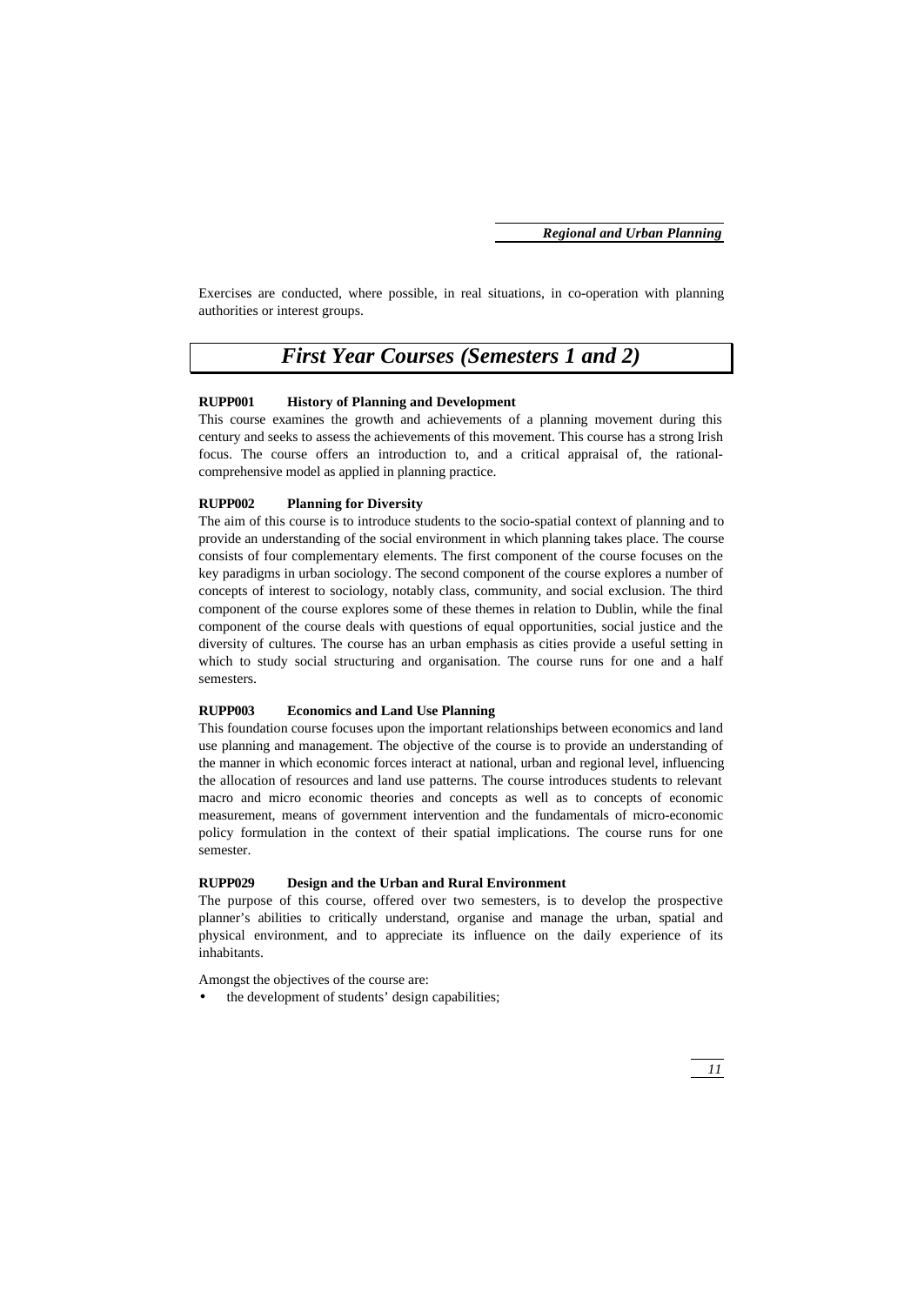Exercises are conducted, where possible, in real situations, in co-operation with planning authorities or interest groups.

## *First Year Courses (Semesters 1 and 2)*

**RUPP001 History of Planning and Development**

This course examines the growth and achievements of a planning movement during this century and seeks to assess the achievements of this movement. This course has a strong Irish focus. The course offers an introduction to, and a critical appraisal of, the rational-comprehensive model as applied in planning practice.

**RUPP002 Planning for Diversity**

The aim of this course is to introduce students to the socio-spatial context of planning and to provide an understanding of the social environment in which planning takes place. The course consists of four complementary elements. The first component of the course focuses on the key paradigms in urban sociology. The second component of the course explores a number of concepts of interest to sociology, notably class, community, and social exclusion. The third component of the course explores some of these themes in relation to Dublin, while the final component of the course deals with questions of equal opportunities, social justice and the diversity of cultures. The course has an urban emphasis as cities provide a useful setting in which to study social structuring and organisation. The course runs for one and a half semesters.

**RUPP003 Economics and Land Use Planning**

This foundation course focuses upon the important relationships between economics and land use planning and management. The objective of the course is to provide an understanding of the manner in which economic forces interact at national, urban and regional level, influencing the allocation of resources and land use patterns. The course introduces students to relevant macro and micro economic theories and concepts as well as to concepts of economic measurement, means of government intervention and the fundamentals of micro-economic policy formulation in the context of their spatial implications. The course runs for one semester.

**RUPP029 Design and the Urban and Rural Environment**

The purpose of this course, offered over two semesters, is to develop the prospective planner's abilities to critically understand, organise and manage the urban, spatial and physical environment, and to appreciate its influence on the daily experience of its inhabitants.

Amongst the objectives of the course are:

- the development of students' design capabilities;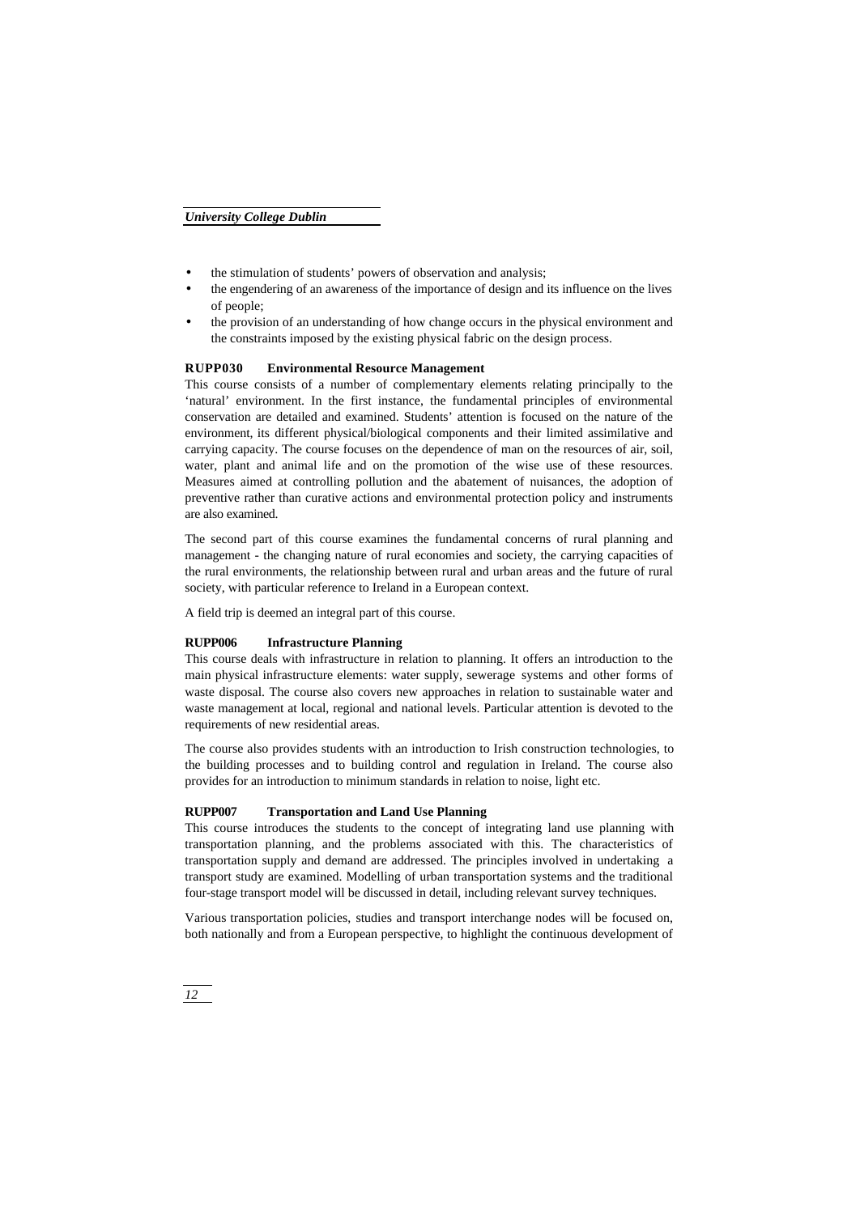- the stimulation of students' powers of observation and analysis;
- the engendering of an awareness of the importance of design and its influence on the lives of people;
- the provision of an understanding of how change occurs in the physical environment and the constraints imposed by the existing physical fabric on the design process.

**RUPP030 Environmental Resource Management**

This course consists of a number of complementary elements relating principally to the 'natural' environment. In the first instance, the fundamental principles of environmental conservation are detailed and examined. Students' attention is focused on the nature of the environment, its different physical/biological components and their limited assimilative and carrying capacity. The course focuses on the dependence of man on the resources of air, soil, water, plant and animal life and on the promotion of the wise use of these resources. Measures aimed at controlling pollution and the abatement of nuisances, the adoption of preventive rather than curative actions and environmental protection policy and instruments are also examined.

The second part of this course examines the fundamental concerns of rural planning and management - the changing nature of rural economies and society, the carrying capacities of the rural environments, the relationship between rural and urban areas and the future of rural society, with particular reference to Ireland in a European context.

A field trip is deemed an integral part of this course.

**RUPP006 Infrastructure Planning**

This course deals with infrastructure in relation to planning. It offers an introduction to the main physical infrastructure elements: water supply, sewerage systems and other forms of waste disposal. The course also covers new approaches in relation to sustainable water and waste management at local, regional and national levels. Particular attention is devoted to the requirements of new residential areas.

The course also provides students with an introduction to Irish construction technologies, to the building processes and to building control and regulation in Ireland. The course also provides for an introduction to minimum standards in relation to noise, light etc.

**RUPP007 Transportation and Land Use Planning**

This course introduces the students to the concept of integrating land use planning with transportation planning, and the problems associated with this. The characteristics of transportation supply and demand are addressed. The principles involved in undertaking a transport study are examined. Modelling of urban transportation systems and the traditional four-stage transport model will be discussed in detail, including relevant survey techniques.

Various transportation policies, studies and transport interchange nodes will be focused on, both nationally and from a European perspective, to highlight the continuous development of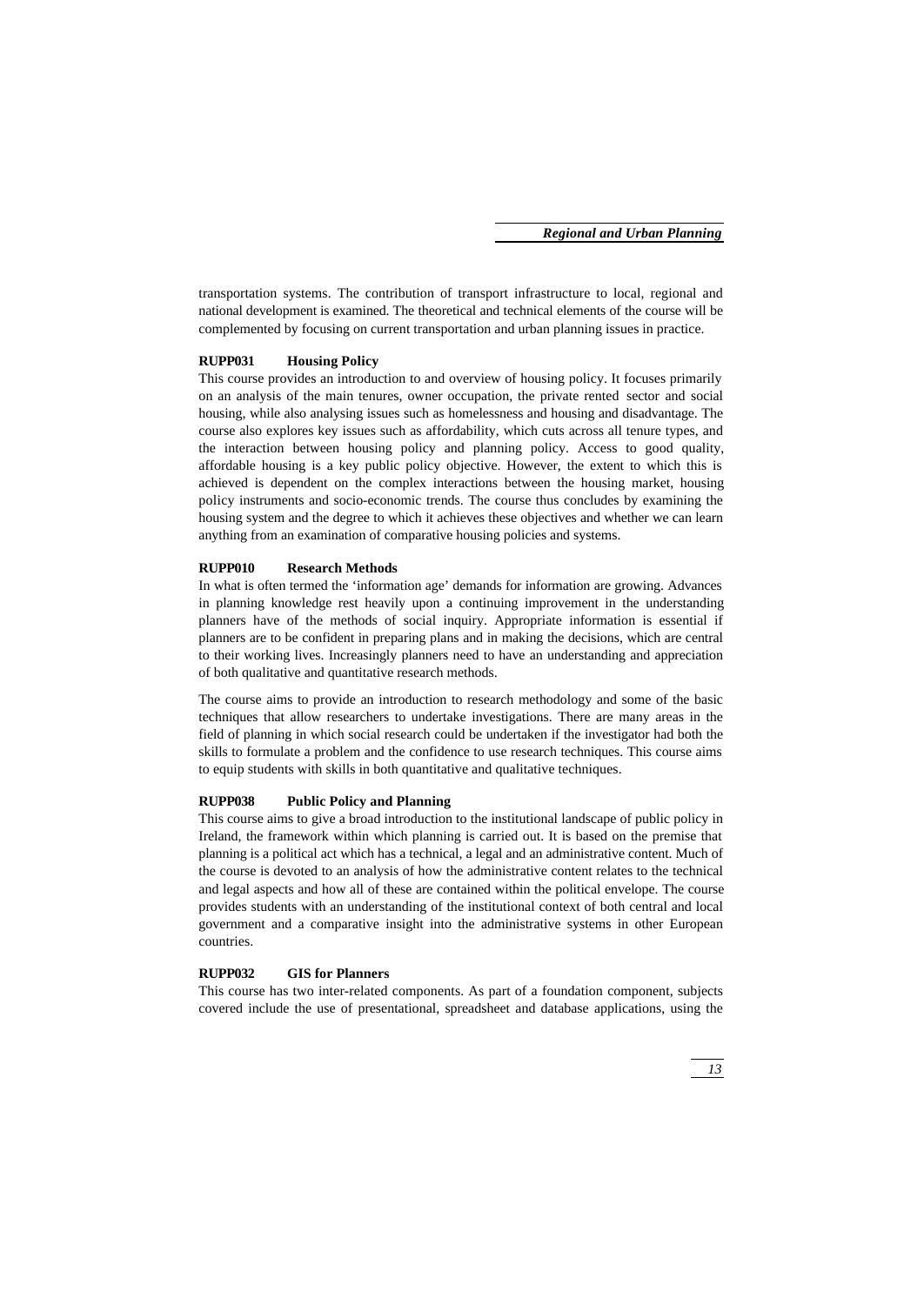transportation systems. The contribution of transport infrastructure to local, regional and national development is examined. The theoretical and technical elements of the course will be complemented by focusing on current transportation and urban planning issues in practice.

### RUPP031 Housing Policy

This course provides an introduction to and overview of housing policy. It focuses primarily on an analysis of the main tenures, owner occupation, the private rented sector and social housing, while also analysing issues such as homelessness and housing and disadvantage. The course also explores key issues such as affordability, which cuts across all tenure types, and the interaction between housing policy and planning policy. Access to good quality, affordable housing is a key public policy objective. However, the extent to which this is achieved is dependent on the complex interactions between the housing market, housing policy instruments and socio-economic trends. The course thus concludes by examining the housing system and the degree to which it achieves these objectives and whether we can learn anything from an examination of comparative housing policies and systems.

### RUPP010 Research Methods

In what is often termed the 'information age' demands for information are growing. Advances in planning knowledge rest heavily upon a continuing improvement in the understanding planners have of the methods of social inquiry. Appropriate information is essential if planners are to be confident in preparing plans and in making the decisions, which are central to their working lives. Increasingly planners need to have an understanding and appreciation of both qualitative and quantitative research methods.

The course aims to provide an introduction to research methodology and some of the basic techniques that allow researchers to undertake investigations. There are many areas in the field of planning in which social research could be undertaken if the investigator had both the skills to formulate a problem and the confidence to use research techniques. This course aims to equip students with skills in both quantitative and qualitative techniques.

### RUPP038 Public Policy and Planning

This course aims to give a broad introduction to the institutional landscape of public policy in Ireland, the framework within which planning is carried out. It is based on the premise that planning is a political act which has a technical, a legal and an administrative content. Much of the course is devoted to an analysis of how the administrative content relates to the technical and legal aspects and how all of these are contained within the political envelope. The course provides students with an understanding of the institutional context of both central and local government and a comparative insight into the administrative systems in other European countries.

### RUPP032 GIS for Planners

This course has two inter-related components. As part of a foundation component, subjects covered include the use of presentational, spreadsheet and database applications, using the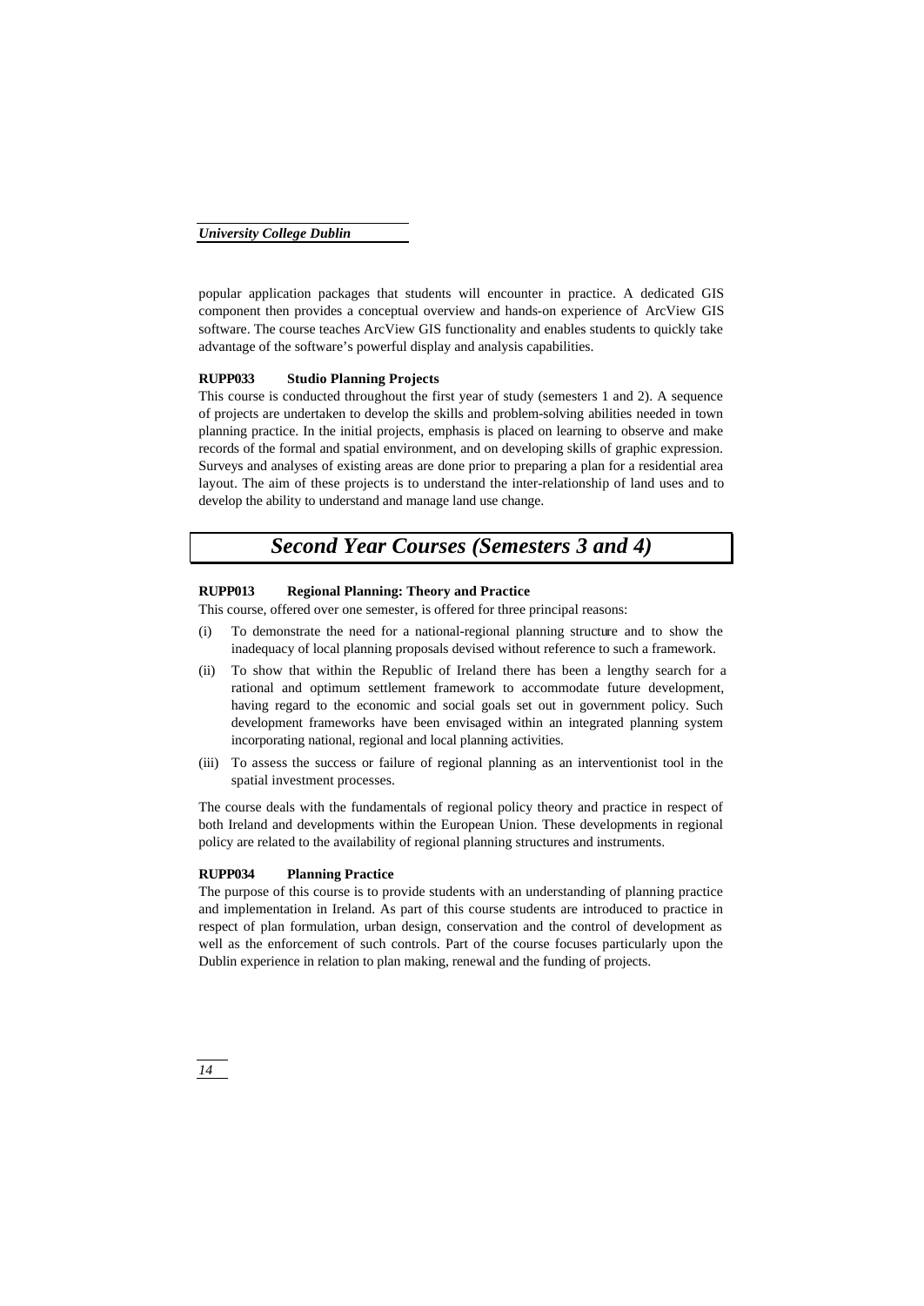popular application packages that students will encounter in practice. A dedicated GIS component then provides a conceptual overview and hands-on experience of ArcView GIS software. The course teaches ArcView GIS functionality and enables students to quickly take advantage of the software's powerful display and analysis capabilities.

**RUPP033 Studio Planning Projects**

This course is conducted throughout the first year of study (semesters 1 and 2). A sequence of projects are undertaken to develop the skills and problem-solving abilities needed in town planning practice. In the initial projects, emphasis is placed on learning to observe and make records of the formal and spatial environment, and on developing skills of graphic expression. Surveys and analyses of existing areas are done prior to preparing a plan for a residential area layout. The aim of these projects is to understand the inter-relationship of land uses and to develop the ability to understand and manage land use change.

## *Second Year Courses (Semesters 3 and 4)*

**RUPP013 Regional Planning: Theory and Practice**

This course, offered over one semester, is offered for three principal reasons:

(i) To demonstrate the need for a national-regional planning structure and to show the inadequacy of local planning proposals devised without reference to such a framework.

(ii) To show that within the Republic of Ireland there has been a lengthy search for a rational and optimum settlement framework to accommodate future development, having regard to the economic and social goals set out in government policy. Such development frameworks have been envisaged within an integrated planning system incorporating national, regional and local planning activities.

(iii) To assess the success or failure of regional planning as an interventionist tool in the spatial investment processes.

The course deals with the fundamentals of regional policy theory and practice in respect of both Ireland and developments within the European Union. These developments in regional policy are related to the availability of regional planning structures and instruments.

**RUPP034 Planning Practice**

The purpose of this course is to provide students with an understanding of planning practice and implementation in Ireland. As part of this course students are introduced to practice in respect of plan formulation, urban design, conservation and the control of development as well as the enforcement of such controls. Part of the course focuses particularly upon the Dublin experience in relation to plan making, renewal and the funding of projects.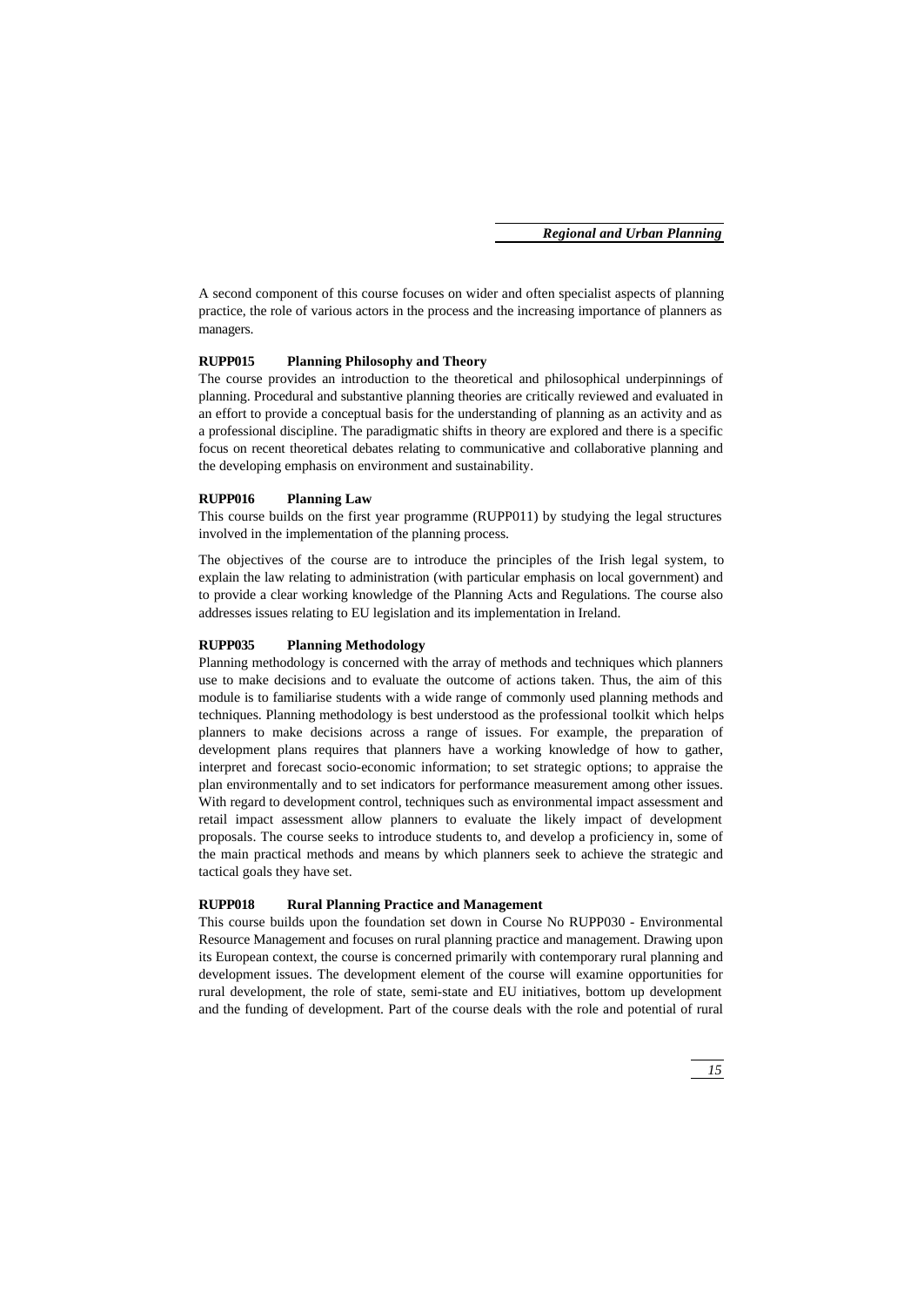A second component of this course focuses on wider and often specialist aspects of planning practice, the role of various actors in the process and the increasing importance of planners as managers.

### RUPP015 Planning Philosophy and Theory

The course provides an introduction to the theoretical and philosophical underpinnings of planning. Procedural and substantive planning theories are critically reviewed and evaluated in an effort to provide a conceptual basis for the understanding of planning as an activity and as a professional discipline. The paradigmatic shifts in theory are explored and there is a specific focus on recent theoretical debates relating to communicative and collaborative planning and the developing emphasis on environment and sustainability.

### RUPP016 Planning Law

This course builds on the first year programme (RUPP011) by studying the legal structures involved in the implementation of the planning process.

The objectives of the course are to introduce the principles of the Irish legal system, to explain the law relating to administration (with particular emphasis on local government) and to provide a clear working knowledge of the Planning Acts and Regulations. The course also addresses issues relating to EU legislation and its implementation in Ireland.

### RUPP035 Planning Methodology

Planning methodology is concerned with the array of methods and techniques which planners use to make decisions and to evaluate the outcome of actions taken. Thus, the aim of this module is to familiarise students with a wide range of commonly used planning methods and techniques. Planning methodology is best understood as the professional toolkit which helps planners to make decisions across a range of issues. For example, the preparation of development plans requires that planners have a working knowledge of how to gather, interpret and forecast socio-economic information; to set strategic options; to appraise the plan environmentally and to set indicators for performance measurement among other issues. With regard to development control, techniques such as environmental impact assessment and retail impact assessment allow planners to evaluate the likely impact of development proposals. The course seeks to introduce students to, and develop a proficiency in, some of the main practical methods and means by which planners seek to achieve the strategic and tactical goals they have set.

### RUPP018 Rural Planning Practice and Management

This course builds upon the foundation set down in Course No RUPP030 - Environmental Resource Management and focuses on rural planning practice and management. Drawing upon its European context, the course is concerned primarily with contemporary rural planning and development issues. The development element of the course will examine opportunities for rural development, the role of state, semi-state and EU initiatives, bottom up development and the funding of development. Part of the course deals with the role and potential of rural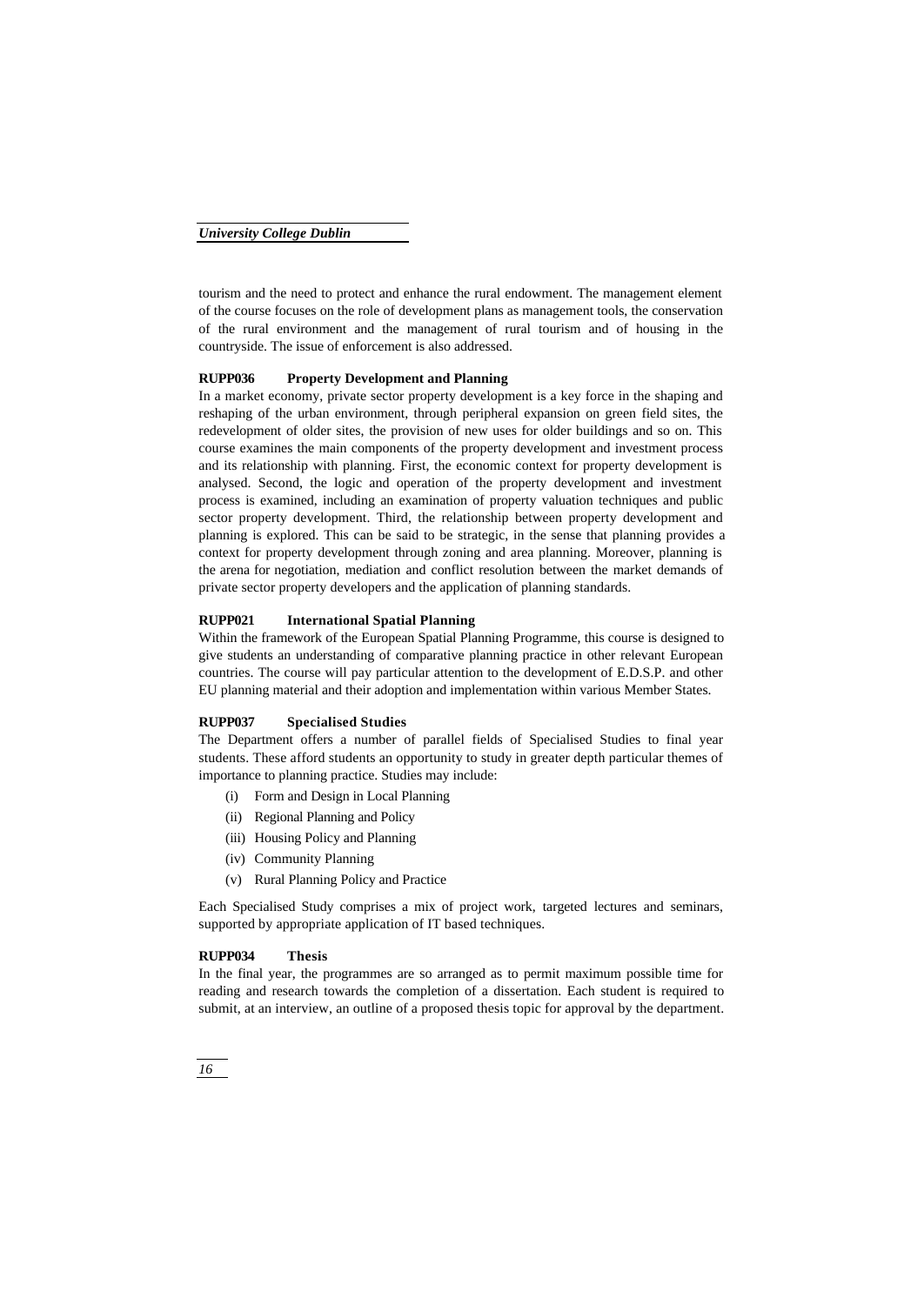tourism and the need to protect and enhance the rural endowment. The management element of the course focuses on the role of development plans as management tools, the conservation of the rural environment and the management of rural tourism and of housing in the countryside. The issue of enforcement is also addressed.

**RUPP036 Property Development and Planning**

In a market economy, private sector property development is a key force in the shaping and reshaping of the urban environment, through peripheral expansion on green field sites, the redevelopment of older sites, the provision of new uses for older buildings and so on. This course examines the main components of the property development and investment process and its relationship with planning. First, the economic context for property development is analysed. Second, the logic and operation of the property development and investment process is examined, including an examination of property valuation techniques and public sector property development. Third, the relationship between property development and planning is explored. This can be said to be strategic, in the sense that planning provides a context for property development through zoning and area planning. Moreover, planning is the arena for negotiation, mediation and conflict resolution between the market demands of private sector property developers and the application of planning standards.

**RUPP021 International Spatial Planning**

Within the framework of the European Spatial Planning Programme, this course is designed to give students an understanding of comparative planning practice in other relevant European countries. The course will pay particular attention to the development of E.D.S.P. and other EU planning material and their adoption and implementation within various Member States.

**RUPP037 Specialised Studies**

The Department offers a number of parallel fields of Specialised Studies to final year students. These afford students an opportunity to study in greater depth particular themes of importance to planning practice. Studies may include:

(i) Form and Design in Local Planning
(ii) Regional Planning and Policy
(iii) Housing Policy and Planning
(iv) Community Planning
(v) Rural Planning Policy and Practice

Each Specialised Study comprises a mix of project work, targeted lectures and seminars, supported by appropriate application of IT based techniques.

**RUPP034 Thesis**

In the final year, the programmes are so arranged as to permit maximum possible time for reading and research towards the completion of a dissertation. Each student is required to submit, at an interview, an outline of a proposed thesis topic for approval by the department.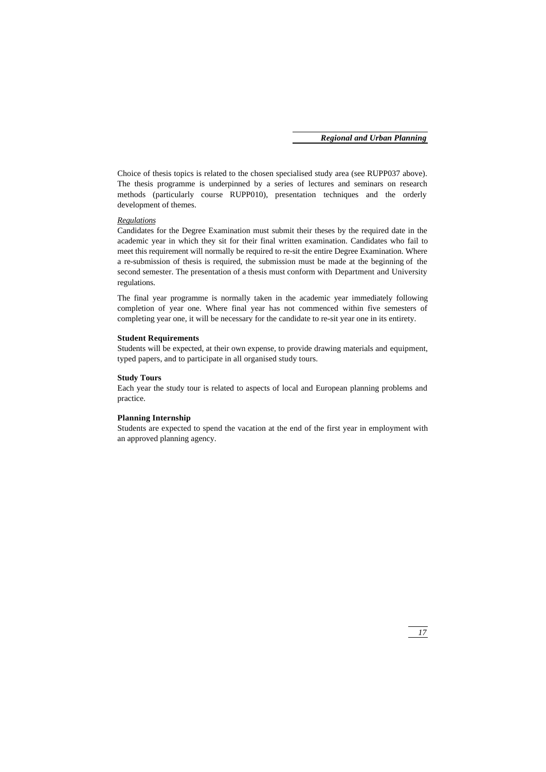Choice of thesis topics is related to the chosen specialised study area (see RUPP037 above). The thesis programme is underpinned by a series of lectures and seminars on research methods (particularly course RUPP010), presentation techniques and the orderly development of themes.

*Regulations*

Candidates for the Degree Examination must submit their theses by the required date in the academic year in which they sit for their final written examination. Candidates who fail to meet this requirement will normally be required to re-sit the entire Degree Examination. Where a re-submission of thesis is required, the submission must be made at the beginning of the second semester. The presentation of a thesis must conform with Department and University regulations.

The final year programme is normally taken in the academic year immediately following completion of year one. Where final year has not commenced within five semesters of completing year one, it will be necessary for the candidate to re-sit year one in its entirety.

**Student Requirements**

Students will be expected, at their own expense, to provide drawing materials and equipment, typed papers, and to participate in all organised study tours.

**Study Tours**

Each year the study tour is related to aspects of local and European planning problems and practice.

**Planning Internship**

Students are expected to spend the vacation at the end of the first year in employment with an approved planning agency.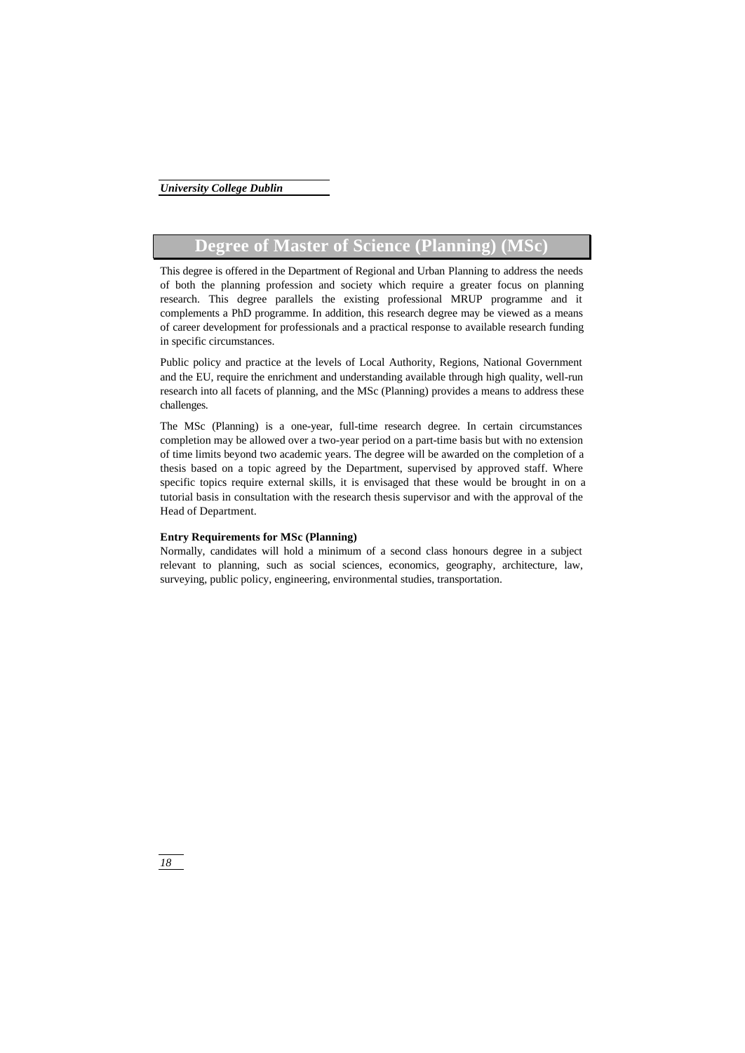# Degree of Master of Science (Planning) (MSc)

This degree is offered in the Department of Regional and Urban Planning to address the needs of both the planning profession and society which require a greater focus on planning research. This degree parallels the existing professional MRUP programme and it complements a PhD programme. In addition, this research degree may be viewed as a means of career development for professionals and a practical response to available research funding in specific circumstances.

Public policy and practice at the levels of Local Authority, Regions, National Government and the EU, require the enrichment and understanding available through high quality, well-run research into all facets of planning, and the MSc (Planning) provides a means to address these challenges.

The MSc (Planning) is a one-year, full-time research degree. In certain circumstances completion may be allowed over a two-year period on a part-time basis but with no extension of time limits beyond two academic years. The degree will be awarded on the completion of a thesis based on a topic agreed by the Department, supervised by approved staff. Where specific topics require external skills, it is envisaged that these would be brought in on a tutorial basis in consultation with the research thesis supervisor and with the approval of the Head of Department.

**Entry Requirements for MSc (Planning)**

Normally, candidates will hold a minimum of a second class honours degree in a subject relevant to planning, such as social sciences, economics, geography, architecture, law, surveying, public policy, engineering, environmental studies, transportation.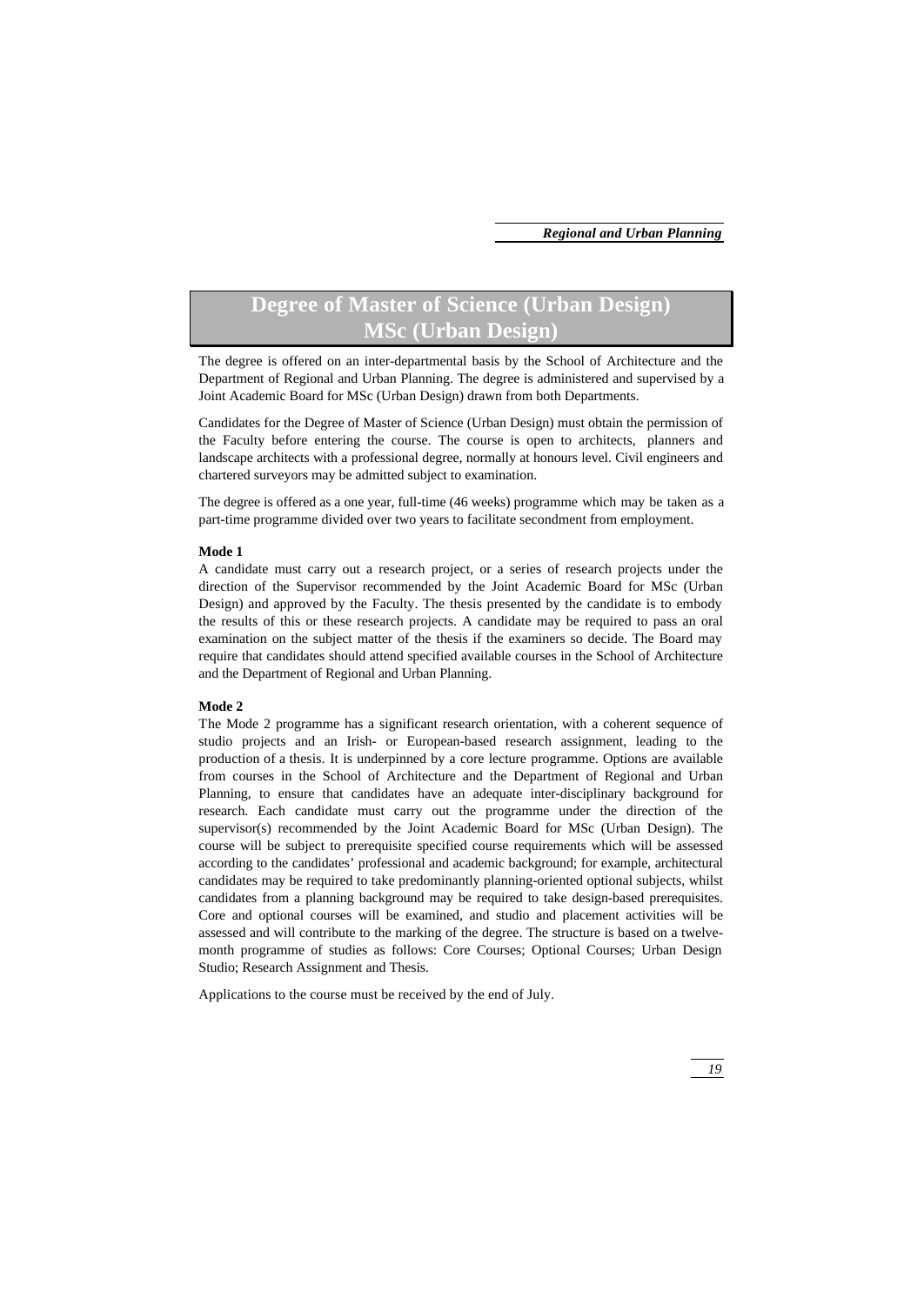# Degree of Master of Science (Urban Design)
# MSc (Urban Design)

The degree is offered on an inter-departmental basis by the School of Architecture and the Department of Regional and Urban Planning. The degree is administered and supervised by a Joint Academic Board for MSc (Urban Design) drawn from both Departments.

Candidates for the Degree of Master of Science (Urban Design) must obtain the permission of the Faculty before entering the course. The course is open to architects, planners and landscape architects with a professional degree, normally at honours level. Civil engineers and chartered surveyors may be admitted subject to examination.

The degree is offered as a one year, full-time (46 weeks) programme which may be taken as a part-time programme divided over two years to facilitate secondment from employment.

**Mode 1**

A candidate must carry out a research project, or a series of research projects under the direction of the Supervisor recommended by the Joint Academic Board for MSc (Urban Design) and approved by the Faculty. The thesis presented by the candidate is to embody the results of this or these research projects. A candidate may be required to pass an oral examination on the subject matter of the thesis if the examiners so decide. The Board may require that candidates should attend specified available courses in the School of Architecture and the Department of Regional and Urban Planning.

**Mode 2**

The Mode 2 programme has a significant research orientation, with a coherent sequence of studio projects and an Irish- or European-based research assignment, leading to the production of a thesis. It is underpinned by a core lecture programme. Options are available from courses in the School of Architecture and the Department of Regional and Urban Planning, to ensure that candidates have an adequate inter-disciplinary background for research. Each candidate must carry out the programme under the direction of the supervisor(s) recommended by the Joint Academic Board for MSc (Urban Design). The course will be subject to prerequisite specified course requirements which will be assessed according to the candidates' professional and academic background; for example, architectural candidates may be required to take predominantly planning-oriented optional subjects, whilst candidates from a planning background may be required to take design-based prerequisites. Core and optional courses will be examined, and studio and placement activities will be assessed and will contribute to the marking of the degree. The structure is based on a twelve-month programme of studies as follows: Core Courses; Optional Courses; Urban Design Studio; Research Assignment and Thesis.

Applications to the course must be received by the end of July.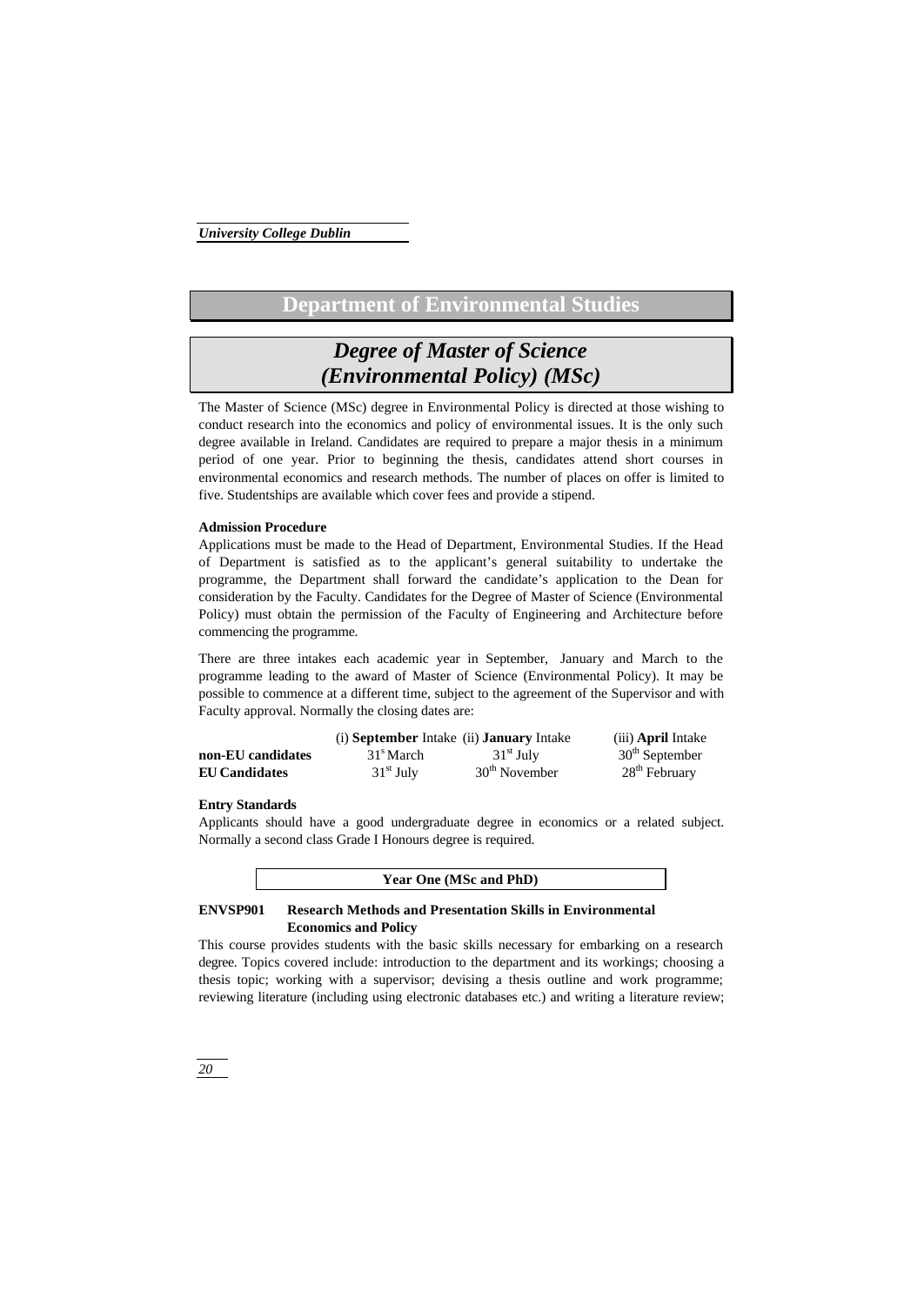# Department of Environmental Studies

## *Degree of Master of Science (Environmental Policy) (MSc)*

The Master of Science (MSc) degree in Environmental Policy is directed at those wishing to conduct research into the economics and policy of environmental issues. It is the only such degree available in Ireland. Candidates are required to prepare a major thesis in a minimum period of one year. Prior to beginning the thesis, candidates attend short courses in environmental economics and research methods. The number of places on offer is limited to five. Studentships are available which cover fees and provide a stipend.

**Admission Procedure**

Applications must be made to the Head of Department, Environmental Studies. If the Head of Department is satisfied as to the applicant's general suitability to undertake the programme, the Department shall forward the candidate's application to the Dean for consideration by the Faculty. Candidates for the Degree of Master of Science (Environmental Policy) must obtain the permission of the Faculty of Engineering and Architecture before commencing the programme.

There are three intakes each academic year in September, January and March to the programme leading to the award of Master of Science (Environmental Policy). It may be possible to commence at a different time, subject to the agreement of the Supervisor and with Faculty approval. Normally the closing dates are:

| | (i) **September** Intake | (ii) **January** Intake | (iii) **April** Intake |
|---|---|---|---|
| **non-EU candidates** | 31s March | 31st July | 30th September |
| **EU Candidates** | 31st July | 30th November | 28th February |

**Entry Standards**

Applicants should have a good undergraduate degree in economics or a related subject. Normally a second class Grade I Honours degree is required.

**Year One (MSc and PhD)**

**ENVSP901 Research Methods and Presentation Skills in Environmental Economics and Policy**

This course provides students with the basic skills necessary for embarking on a research degree. Topics covered include: introduction to the department and its workings; choosing a thesis topic; working with a supervisor; devising a thesis outline and work programme; reviewing literature (including using electronic databases etc.) and writing a literature review;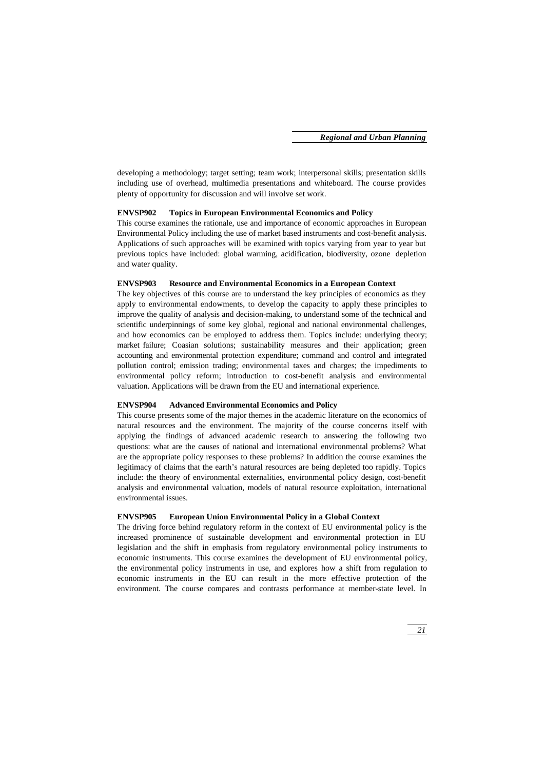developing a methodology; target setting; team work; interpersonal skills; presentation skills including use of overhead, multimedia presentations and whiteboard. The course provides plenty of opportunity for discussion and will involve set work.

**ENVSP902 Topics in European Environmental Economics and Policy**

This course examines the rationale, use and importance of economic approaches in European Environmental Policy including the use of market based instruments and cost-benefit analysis. Applications of such approaches will be examined with topics varying from year to year but previous topics have included: global warming, acidification, biodiversity, ozone depletion and water quality.

**ENVSP903 Resource and Environmental Economics in a European Context**

The key objectives of this course are to understand the key principles of economics as they apply to environmental endowments, to develop the capacity to apply these principles to improve the quality of analysis and decision-making, to understand some of the technical and scientific underpinnings of some key global, regional and national environmental challenges, and how economics can be employed to address them. Topics include: underlying theory; market failure; Coasian solutions; sustainability measures and their application; green accounting and environmental protection expenditure; command and control and integrated pollution control; emission trading; environmental taxes and charges; the impediments to environmental policy reform; introduction to cost-benefit analysis and environmental valuation. Applications will be drawn from the EU and international experience.

**ENVSP904 Advanced Environmental Economics and Policy**

This course presents some of the major themes in the academic literature on the economics of natural resources and the environment. The majority of the course concerns itself with applying the findings of advanced academic research to answering the following two questions: what are the causes of national and international environmental problems? What are the appropriate policy responses to these problems? In addition the course examines the legitimacy of claims that the earth's natural resources are being depleted too rapidly. Topics include: the theory of environmental externalities, environmental policy design, cost-benefit analysis and environmental valuation, models of natural resource exploitation, international environmental issues.

**ENVSP905 European Union Environmental Policy in a Global Context**

The driving force behind regulatory reform in the context of EU environmental policy is the increased prominence of sustainable development and environmental protection in EU legislation and the shift in emphasis from regulatory environmental policy instruments to economic instruments. This course examines the development of EU environmental policy, the environmental policy instruments in use, and explores how a shift from regulation to economic instruments in the EU can result in the more effective protection of the environment. The course compares and contrasts performance at member-state level. In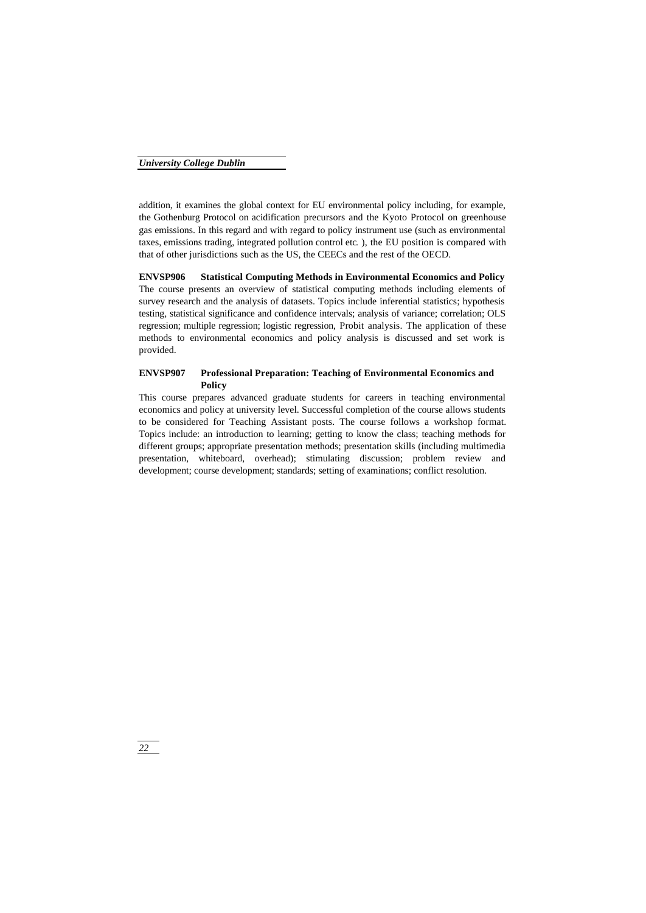addition, it examines the global context for EU environmental policy including, for example, the Gothenburg Protocol on acidification precursors and the Kyoto Protocol on greenhouse gas emissions. In this regard and with regard to policy instrument use (such as environmental taxes, emissions trading, integrated pollution control etc. ), the EU position is compared with that of other jurisdictions such as the US, the CEECs and the rest of the OECD.

**ENVSP906 Statistical Computing Methods in Environmental Economics and Policy**

The course presents an overview of statistical computing methods including elements of survey research and the analysis of datasets. Topics include inferential statistics; hypothesis testing, statistical significance and confidence intervals; analysis of variance; correlation; OLS regression; multiple regression; logistic regression, Probit analysis. The application of these methods to environmental economics and policy analysis is discussed and set work is provided.

**ENVSP907 Professional Preparation: Teaching of Environmental Economics and Policy**

This course prepares advanced graduate students for careers in teaching environmental economics and policy at university level. Successful completion of the course allows students to be considered for Teaching Assistant posts. The course follows a workshop format. Topics include: an introduction to learning; getting to know the class; teaching methods for different groups; appropriate presentation methods; presentation skills (including multimedia presentation, whiteboard, overhead); stimulating discussion; problem review and development; course development; standards; setting of examinations; conflict resolution.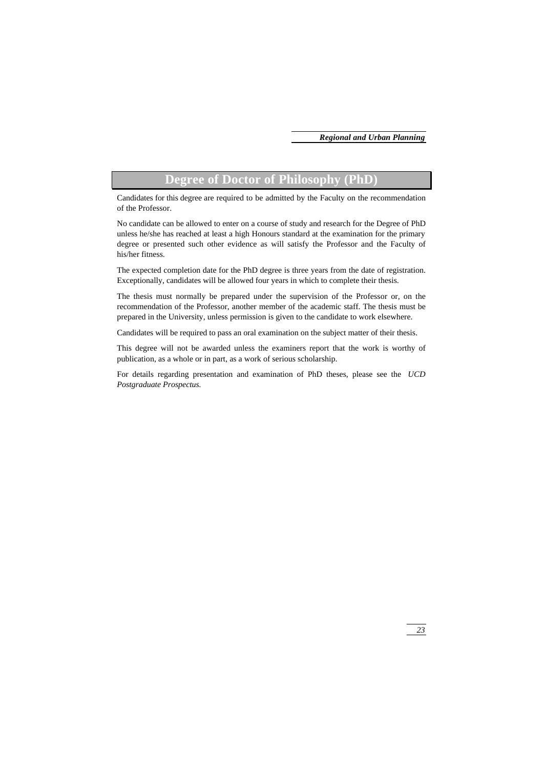# Degree of Doctor of Philosophy (PhD)

Candidates for this degree are required to be admitted by the Faculty on the recommendation of the Professor.

No candidate can be allowed to enter on a course of study and research for the Degree of PhD unless he/she has reached at least a high Honours standard at the examination for the primary degree or presented such other evidence as will satisfy the Professor and the Faculty of his/her fitness.

The expected completion date for the PhD degree is three years from the date of registration. Exceptionally, candidates will be allowed four years in which to complete their thesis.

The thesis must normally be prepared under the supervision of the Professor or, on the recommendation of the Professor, another member of the academic staff. The thesis must be prepared in the University, unless permission is given to the candidate to work elsewhere.

Candidates will be required to pass an oral examination on the subject matter of their thesis.

This degree will not be awarded unless the examiners report that the work is worthy of publication, as a whole or in part, as a work of serious scholarship.

For details regarding presentation and examination of PhD theses, please see the *UCD Postgraduate Prospectus.*